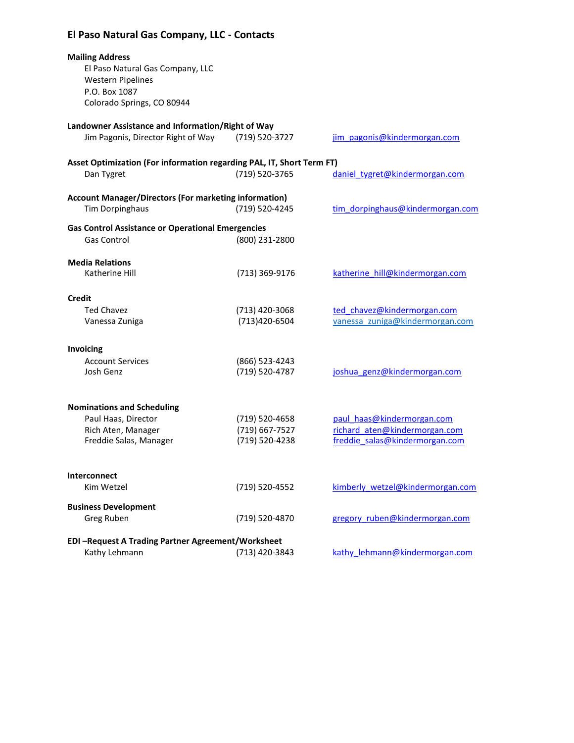# El Paso Natural Gas Company, LLC - Contacts

**Mailing Address**

El Paso Natural Gas Company, LLC
Western Pipelines
P.O. Box 1087
Colorado Springs, CO 80944

**Landowner Assistance and Information/Right of Way**

| | | |
|---|---|---|
| Jim Pagonis, Director Right of Way | (719) 520-3727 | jim_pagonis@kindermorgan.com |

**Asset Optimization (For information regarding PAL, IT, Short Term FT)**

| | | |
|---|---|---|
| Dan Tygret | (719) 520-3765 | daniel_tygret@kindermorgan.com |

**Account Manager/Directors (For marketing information)**

| | | |
|---|---|---|
| Tim Dorpinghaus | (719) 520-4245 | tim_dorpinghaus@kindermorgan.com |

**Gas Control Assistance or Operational Emergencies**

| | | |
|---|---|---|
| Gas Control | (800) 231-2800 | |

**Media Relations**

| | | |
|---|---|---|
| Katherine Hill | (713) 369-9176 | katherine_hill@kindermorgan.com |

**Credit**

| | | |
|---|---|---|
| Ted Chavez | (713) 420-3068 | ted_chavez@kindermorgan.com |
| Vanessa Zuniga | (713)420-6504 | vanessa_zuniga@kindermorgan.com |

**Invoicing**

| | | |
|---|---|---|
| Account Services | (866) 523-4243 | |
| Josh Genz | (719) 520-4787 | joshua_genz@kindermorgan.com |

**Nominations and Scheduling**

| | | |
|---|---|---|
| Paul Haas, Director | (719) 520-4658 | paul_haas@kindermorgan.com |
| Rich Aten, Manager | (719) 667-7527 | richard_aten@kindermorgan.com |
| Freddie Salas, Manager | (719) 520-4238 | freddie_salas@kindermorgan.com |

**Interconnect**

| | | |
|---|---|---|
| Kim Wetzel | (719) 520-4552 | kimberly_wetzel@kindermorgan.com |

**Business Development**

| | | |
|---|---|---|
| Greg Ruben | (719) 520-4870 | gregory_ruben@kindermorgan.com |

**EDI –Request A Trading Partner Agreement/Worksheet**

| | | |
|---|---|---|
| Kathy Lehmann | (713) 420-3843 | kathy_lehmann@kindermorgan.com |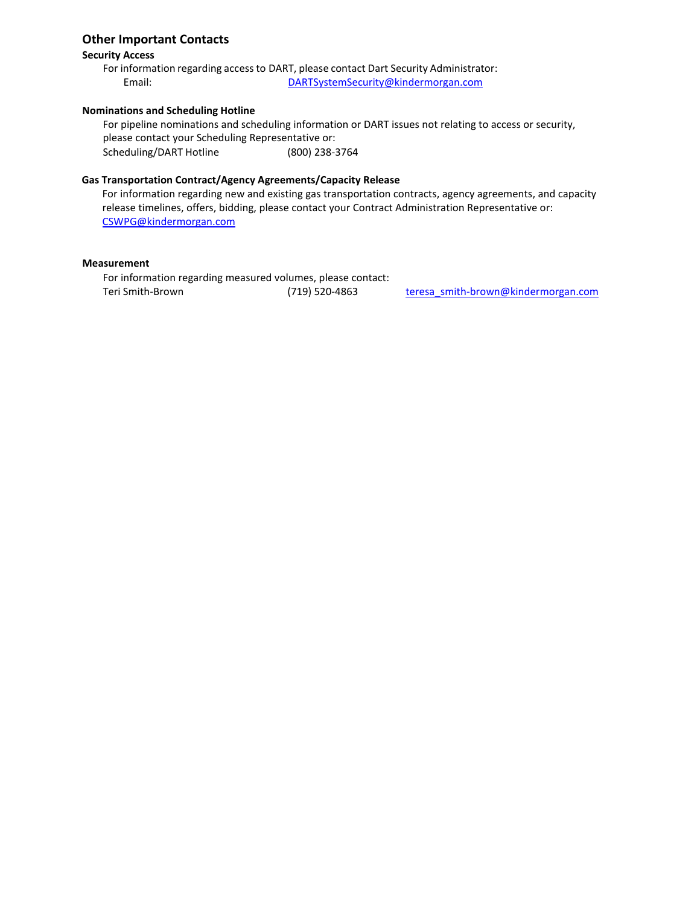## Other Important Contacts

**Security Access**

For information regarding access to DART, please contact Dart Security Administrator:

Email: DARTSystemSecurity@kindermorgan.com

**Nominations and Scheduling Hotline**

For pipeline nominations and scheduling information or DART issues not relating to access or security, please contact your Scheduling Representative or:

Scheduling/DART Hotline (800) 238-3764

**Gas Transportation Contract/Agency Agreements/Capacity Release**

For information regarding new and existing gas transportation contracts, agency agreements, and capacity release timelines, offers, bidding, please contact your Contract Administration Representative or:
CSWPG@kindermorgan.com

**Measurement**

For information regarding measured volumes, please contact:

Teri Smith-Brown (719) 520-4863 teresa_smith-brown@kindermorgan.com